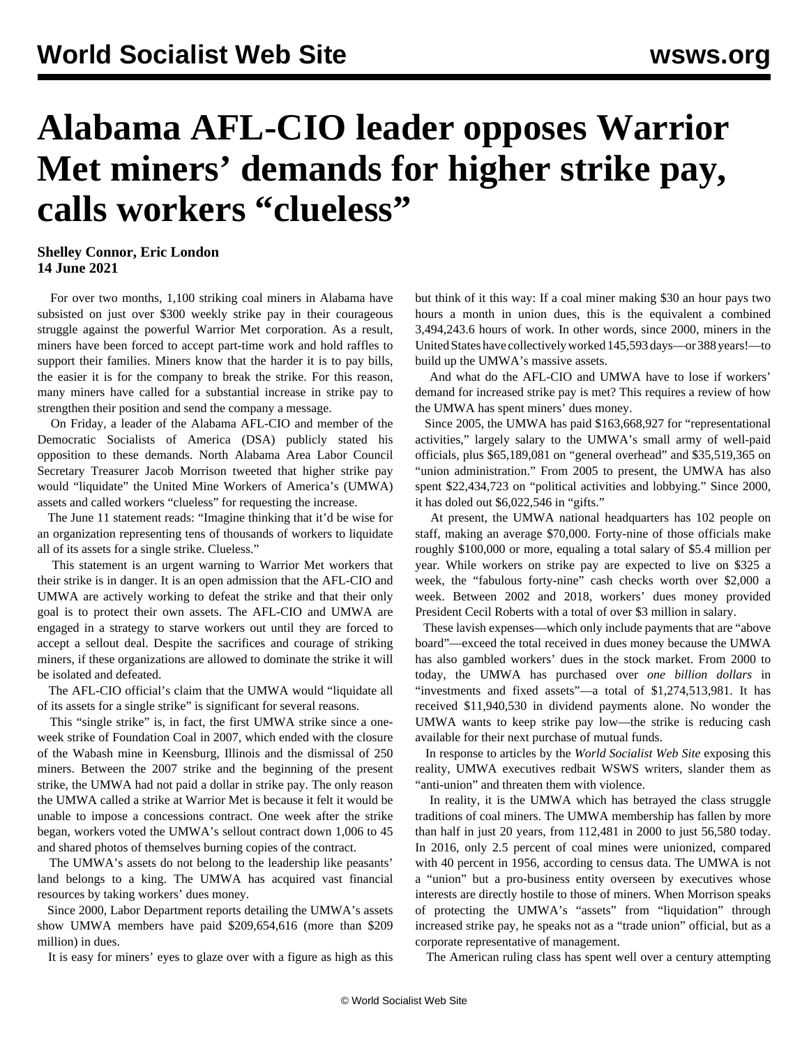# Alabama AFL-CIO leader opposes Warrior Met miners' demands for higher strike pay, calls workers "clueless"

**Shelley Connor, Eric London**
**14 June 2021**

For over two months, 1,100 striking coal miners in Alabama have subsisted on just over $300 weekly strike pay in their courageous struggle against the powerful Warrior Met corporation. As a result, miners have been forced to accept part-time work and hold raffles to support their families. Miners know that the harder it is to pay bills, the easier it is for the company to break the strike. For this reason, many miners have called for a substantial increase in strike pay to strengthen their position and send the company a message.

On Friday, a leader of the Alabama AFL-CIO and member of the Democratic Socialists of America (DSA) publicly stated his opposition to these demands. North Alabama Area Labor Council Secretary Treasurer Jacob Morrison tweeted that higher strike pay would "liquidate" the United Mine Workers of America's (UMWA) assets and called workers "clueless" for requesting the increase.

The June 11 statement reads: "Imagine thinking that it'd be wise for an organization representing tens of thousands of workers to liquidate all of its assets for a single strike. Clueless."

This statement is an urgent warning to Warrior Met workers that their strike is in danger. It is an open admission that the AFL-CIO and UMWA are actively working to defeat the strike and that their only goal is to protect their own assets. The AFL-CIO and UMWA are engaged in a strategy to starve workers out until they are forced to accept a sellout deal. Despite the sacrifices and courage of striking miners, if these organizations are allowed to dominate the strike it will be isolated and defeated.

The AFL-CIO official's claim that the UMWA would "liquidate all of its assets for a single strike" is significant for several reasons.

This "single strike" is, in fact, the first UMWA strike since a one-week strike of Foundation Coal in 2007, which ended with the closure of the Wabash mine in Keensburg, Illinois and the dismissal of 250 miners. Between the 2007 strike and the beginning of the present strike, the UMWA had not paid a dollar in strike pay. The only reason the UMWA called a strike at Warrior Met is because it felt it would be unable to impose a concessions contract. One week after the strike began, workers voted the UMWA's sellout contract down 1,006 to 45 and shared photos of themselves burning copies of the contract.

The UMWA's assets do not belong to the leadership like peasants' land belongs to a king. The UMWA has acquired vast financial resources by taking workers' dues money.

Since 2000, Labor Department reports detailing the UMWA's assets show UMWA members have paid $209,654,616 (more than $209 million) in dues.

It is easy for miners' eyes to glaze over with a figure as high as this but think of it this way: If a coal miner making $30 an hour pays two hours a month in union dues, this is the equivalent a combined 3,494,243.6 hours of work. In other words, since 2000, miners in the United States have collectively worked 145,593 days—or 388 years!—to build up the UMWA's massive assets.

And what do the AFL-CIO and UMWA have to lose if workers' demand for increased strike pay is met? This requires a review of how the UMWA has spent miners' dues money.

Since 2005, the UMWA has paid $163,668,927 for "representational activities," largely salary to the UMWA's small army of well-paid officials, plus $65,189,081 on "general overhead" and $35,519,365 on "union administration." From 2005 to present, the UMWA has also spent $22,434,723 on "political activities and lobbying." Since 2000, it has doled out $6,022,546 in "gifts."

At present, the UMWA national headquarters has 102 people on staff, making an average $70,000. Forty-nine of those officials make roughly $100,000 or more, equaling a total salary of $5.4 million per year. While workers on strike pay are expected to live on $325 a week, the "fabulous forty-nine" cash checks worth over $2,000 a week. Between 2002 and 2018, workers' dues money provided President Cecil Roberts with a total of over $3 million in salary.

These lavish expenses—which only include payments that are "above board"—exceed the total received in dues money because the UMWA has also gambled workers' dues in the stock market. From 2000 to today, the UMWA has purchased over *one billion dollars* in "investments and fixed assets"—a total of $1,274,513,981. It has received $11,940,530 in dividend payments alone. No wonder the UMWA wants to keep strike pay low—the strike is reducing cash available for their next purchase of mutual funds.

In response to articles by the *World Socialist Web Site* exposing this reality, UMWA executives redbait WSWS writers, slander them as "anti-union" and threaten them with violence.

In reality, it is the UMWA which has betrayed the class struggle traditions of coal miners. The UMWA membership has fallen by more than half in just 20 years, from 112,481 in 2000 to just 56,580 today. In 2016, only 2.5 percent of coal mines were unionized, compared with 40 percent in 1956, according to census data. The UMWA is not a "union" but a pro-business entity overseen by executives whose interests are directly hostile to those of miners. When Morrison speaks of protecting the UMWA's "assets" from "liquidation" through increased strike pay, he speaks not as a "trade union" official, but as a corporate representative of management.

The American ruling class has spent well over a century attempting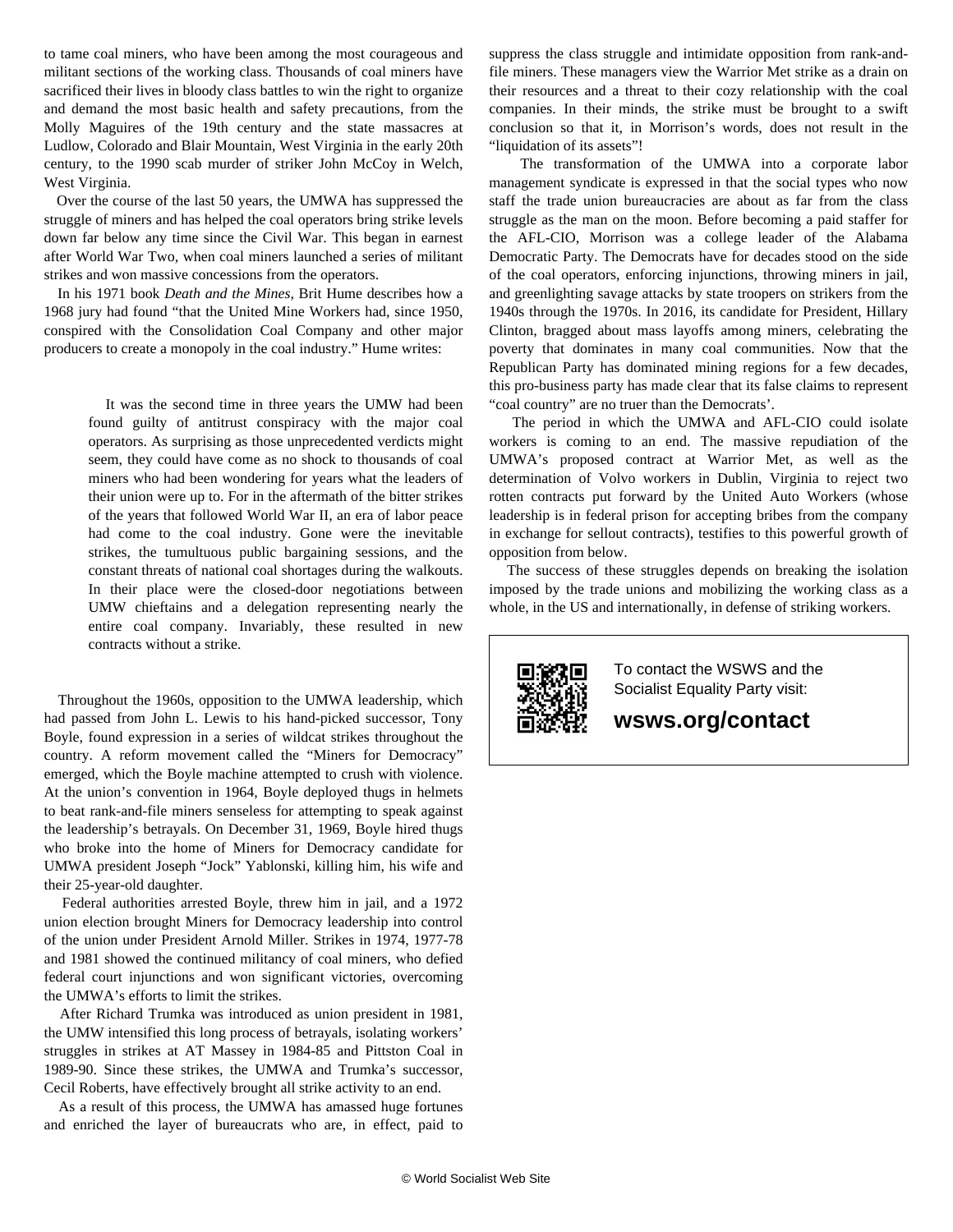to tame coal miners, who have been among the most courageous and militant sections of the working class. Thousands of coal miners have sacrificed their lives in bloody class battles to win the right to organize and demand the most basic health and safety precautions, from the Molly Maguires of the 19th century and the state massacres at Ludlow, Colorado and Blair Mountain, West Virginia in the early 20th century, to the 1990 scab murder of striker John McCoy in Welch, West Virginia.

Over the course of the last 50 years, the UMWA has suppressed the struggle of miners and has helped the coal operators bring strike levels down far below any time since the Civil War. This began in earnest after World War Two, when coal miners launched a series of militant strikes and won massive concessions from the operators.

In his 1971 book *Death and the Mines*, Brit Hume describes how a 1968 jury had found "that the United Mine Workers had, since 1950, conspired with the Consolidation Coal Company and other major producers to create a monopoly in the coal industry." Hume writes:

> It was the second time in three years the UMW had been found guilty of antitrust conspiracy with the major coal operators. As surprising as those unprecedented verdicts might seem, they could have come as no shock to thousands of coal miners who had been wondering for years what the leaders of their union were up to. For in the aftermath of the bitter strikes of the years that followed World War II, an era of labor peace had come to the coal industry. Gone were the inevitable strikes, the tumultuous public bargaining sessions, and the constant threats of national coal shortages during the walkouts. In their place were the closed-door negotiations between UMW chieftains and a delegation representing nearly the entire coal company. Invariably, these resulted in new contracts without a strike.

Throughout the 1960s, opposition to the UMWA leadership, which had passed from John L. Lewis to his hand-picked successor, Tony Boyle, found expression in a series of wildcat strikes throughout the country. A reform movement called the "Miners for Democracy" emerged, which the Boyle machine attempted to crush with violence. At the union's convention in 1964, Boyle deployed thugs in helmets to beat rank-and-file miners senseless for attempting to speak against the leadership's betrayals. On December 31, 1969, Boyle hired thugs who broke into the home of Miners for Democracy candidate for UMWA president Joseph "Jock" Yablonski, killing him, his wife and their 25-year-old daughter.

Federal authorities arrested Boyle, threw him in jail, and a 1972 union election brought Miners for Democracy leadership into control of the union under President Arnold Miller. Strikes in 1974, 1977-78 and 1981 showed the continued militancy of coal miners, who defied federal court injunctions and won significant victories, overcoming the UMWA's efforts to limit the strikes.

After Richard Trumka was introduced as union president in 1981, the UMW intensified this long process of betrayals, isolating workers' struggles in strikes at AT Massey in 1984-85 and Pittston Coal in 1989-90. Since these strikes, the UMWA and Trumka's successor, Cecil Roberts, have effectively brought all strike activity to an end.

As a result of this process, the UMWA has amassed huge fortunes and enriched the layer of bureaucrats who are, in effect, paid to suppress the class struggle and intimidate opposition from rank-and-file miners. These managers view the Warrior Met strike as a drain on their resources and a threat to their cozy relationship with the coal companies. In their minds, the strike must be brought to a swift conclusion so that it, in Morrison's words, does not result in the "liquidation of its assets"!

The transformation of the UMWA into a corporate labor management syndicate is expressed in that the social types who now staff the trade union bureaucracies are about as far from the class struggle as the man on the moon. Before becoming a paid staffer for the AFL-CIO, Morrison was a college leader of the Alabama Democratic Party. The Democrats have for decades stood on the side of the coal operators, enforcing injunctions, throwing miners in jail, and greenlighting savage attacks by state troopers on strikers from the 1940s through the 1970s. In 2016, its candidate for President, Hillary Clinton, bragged about mass layoffs among miners, celebrating the poverty that dominates in many coal communities. Now that the Republican Party has dominated mining regions for a few decades, this pro-business party has made clear that its false claims to represent "coal country" are no truer than the Democrats'.

The period in which the UMWA and AFL-CIO could isolate workers is coming to an end. The massive repudiation of the UMWA's proposed contract at Warrior Met, as well as the determination of Volvo workers in Dublin, Virginia to reject two rotten contracts put forward by the United Auto Workers (whose leadership is in federal prison for accepting bribes from the company in exchange for sellout contracts), testifies to this powerful growth of opposition from below.

The success of these struggles depends on breaking the isolation imposed by the trade unions and mobilizing the working class as a whole, in the US and internationally, in defense of striking workers.

To contact the WSWS and the Socialist Equality Party visit:

**wsws.org/contact**